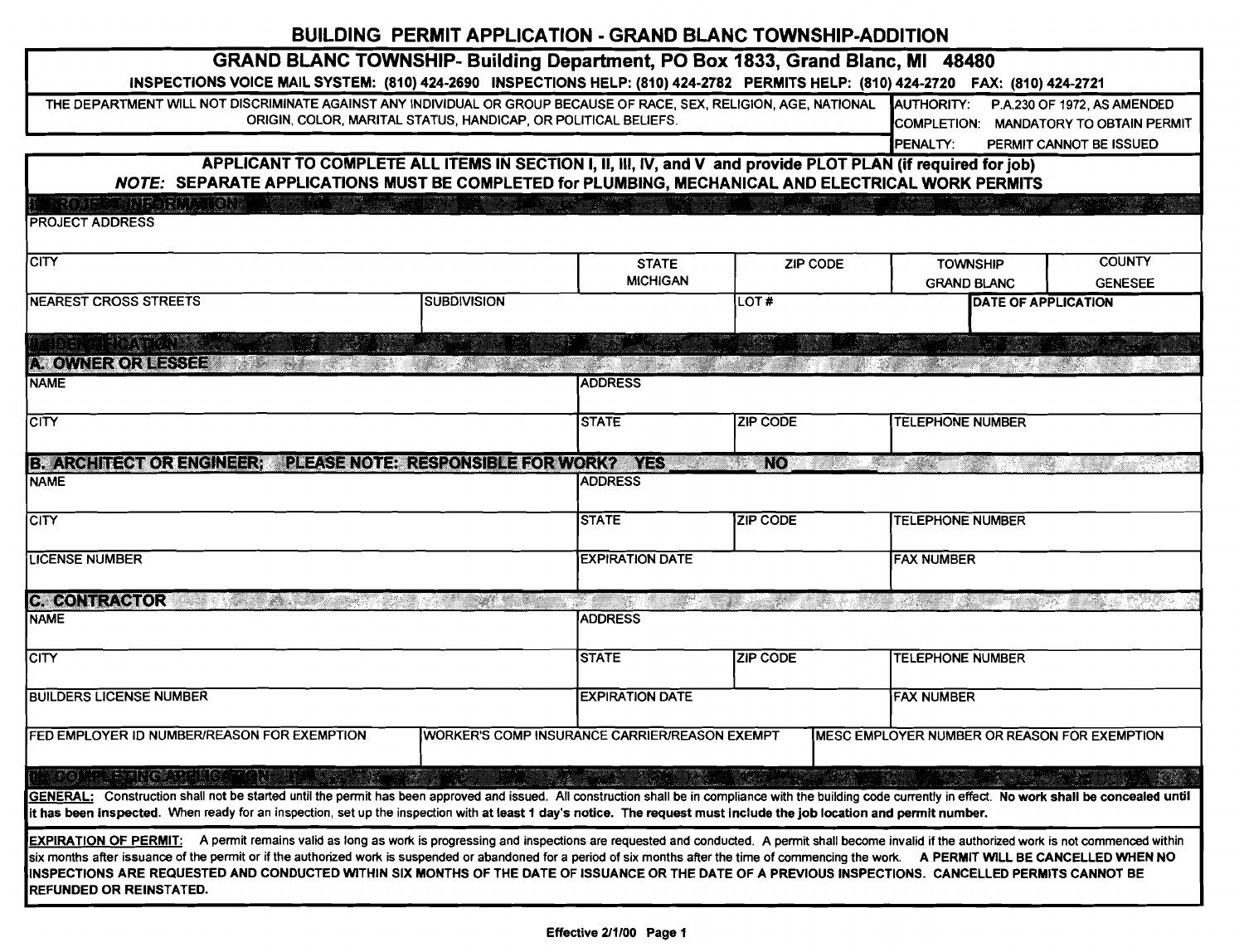# BUILDING PERMIT APPLICATION - GRAND BLANC TOWNSHIP-ADDITION

## GRAND BLANC TOWNSHIP- Building Department, PO Box 1833, Grand Blanc, MI 48480

**INSPECTIONS VOICE MAIL SYSTEM: (810) 424-2690 INSPECTIONS HELP: (810) 424-2782 PERMITS HELP: (810) 424-2720 FAX: (810) 424-2721**

| THE DEPARTMENT WILL NOT DISCRIMINATE AGAINST ANY INDIVIDUAL OR GROUP BECAUSE OF RACE, SEX, RELIGION, AGE, NATIONAL ORIGIN, COLOR, MARITAL STATUS, HANDICAP, OR POLITICAL BELIEFS. | AUTHORITY: P.A.230 OF 1972, AS AMENDED<br>COMPLETION: MANDATORY TO OBTAIN PERMIT<br>PENALTY: PERMIT CANNOT BE ISSUED |
|---|---|

**APPLICANT TO COMPLETE ALL ITEMS IN SECTION I, II, III, IV, and V and provide PLOT PLAN (if required for job)**

***NOTE:* SEPARATE APPLICATIONS MUST BE COMPLETED for PLUMBING, MECHANICAL AND ELECTRICAL WORK PERMITS**

### I. PROJECT INFORMATION

| PROJECT ADDRESS | | | | | |
|---|---|---|---|---|---|
| CITY | | STATE<br>MICHIGAN | ZIP CODE | TOWNSHIP<br>GRAND BLANC | COUNTY<br>GENESEE |
| NEAREST CROSS STREETS | SUBDIVISION | | LOT # | DATE OF APPLICATION | |

### II. IDENTIFICATION

#### A. OWNER OR LESSEE

| NAME | ADDRESS | | |
|---|---|---|---|
| CITY | STATE | ZIP CODE | TELEPHONE NUMBER |

#### B. ARCHITECT OR ENGINEER; PLEASE NOTE: RESPONSIBLE FOR WORK? YES ______ NO ______

| NAME | ADDRESS | | |
|---|---|---|---|
| CITY | STATE | ZIP CODE | TELEPHONE NUMBER |
| LICENSE NUMBER | EXPIRATION DATE | | FAX NUMBER |

#### C. CONTRACTOR

| NAME | ADDRESS | | |
|---|---|---|---|
| CITY | STATE | ZIP CODE | TELEPHONE NUMBER |
| BUILDERS LICENSE NUMBER | EXPIRATION DATE | | FAX NUMBER |

| FED EMPLOYER ID NUMBER/REASON FOR EXEMPTION | WORKER'S COMP INSURANCE CARRIER/REASON EXEMPT | MESC EMPLOYER NUMBER OR REASON FOR EXEMPTION |
|---|---|---|
| | | |

### III. COMPLETING APPLICATION

**GENERAL:** Construction shall not be started until the permit has been approved and issued. All construction shall be in compliance with the building code currently in effect. **No work shall be concealed until it has been inspected.** When ready for an inspection, set up the inspection with **at least 1 day's notice. The request must include the job location and permit number.**

**EXPIRATION OF PERMIT:** A permit remains valid as long as work is progressing and inspections are requested and conducted. A permit shall become invalid if the authorized work is not commenced within six months after issuance of the permit or if the authorized work is suspended or abandoned for a period of six months after the time of commencing the work. **A PERMIT WILL BE CANCELLED WHEN NO INSPECTIONS ARE REQUESTED AND CONDUCTED WITHIN SIX MONTHS OF THE DATE OF ISSUANCE OR THE DATE OF A PREVIOUS INSPECTIONS. CANCELLED PERMITS CANNOT BE REFUNDED OR REINSTATED.**

**Effective 2/1/00**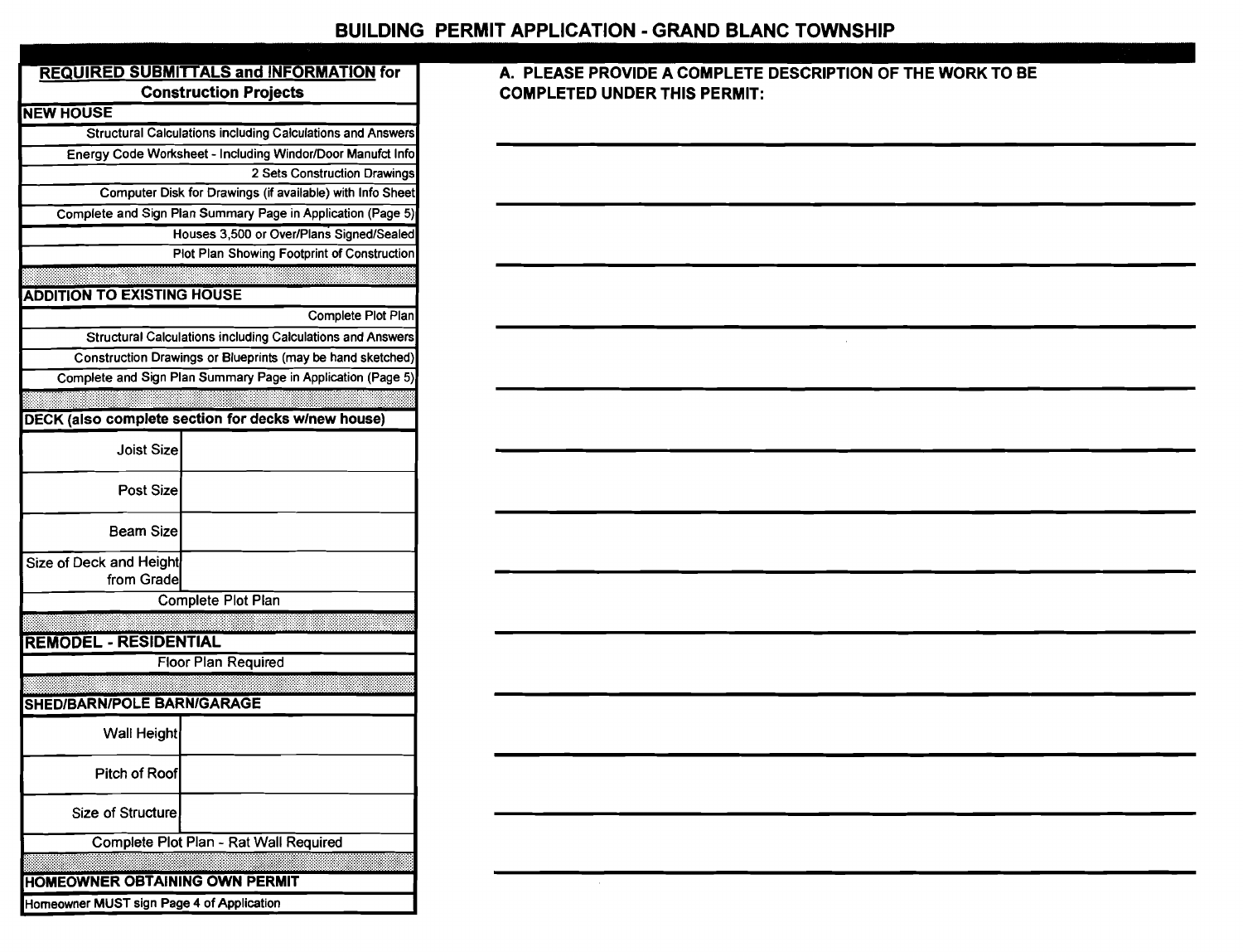# BUILDING PERMIT APPLICATION - GRAND BLANC TOWNSHIP

| **REQUIRED SUBMITTALS and INFORMATION for Construction Projects** | |
|---|---|
| **NEW HOUSE** | |
| Structural Calculations including Calculations and Answers | |
| Energy Code Worksheet - Including Windor/Door Manufct Info | |
| 2 Sets Construction Drawings | |
| Computer Disk for Drawings (if available) with Info Sheet | |
| Complete and Sign Plan Summary Page in Application (Page 5) | |
| Houses 3,500 or Over/Plans Signed/Sealed | |
| Plot Plan Showing Footprint of Construction | |
| **ADDITION TO EXISTING HOUSE** | |
| Complete Plot Plan | |
| Structural Calculations including Calculations and Answers | |
| Construction Drawings or Blueprints (may be hand sketched) | |
| Complete and Sign Plan Summary Page in Application (Page 5) | |
| **DECK (also complete section for decks w/new house)** | |
| Joist Size | |
| Post Size | |
| Beam Size | |
| Size of Deck and Height from Grade | |
| Complete Plot Plan | |
| **REMODEL - RESIDENTIAL** | |
| Floor Plan Required | |
| **SHED/BARN/POLE BARN/GARAGE** | |
| Wall Height | |
| Pitch of Roof | |
| Size of Structure | |
| Complete Plot Plan - Rat Wall Required | |
| **HOMEOWNER OBTAINING OWN PERMIT** | |
| Homeowner MUST sign Page 4 of Application | |

**A. PLEASE PROVIDE A COMPLETE DESCRIPTION OF THE WORK TO BE COMPLETED UNDER THIS PERMIT:**

______________________________________________

______________________________________________

______________________________________________

______________________________________________

______________________________________________

______________________________________________

______________________________________________

______________________________________________

______________________________________________

______________________________________________

______________________________________________

______________________________________________

______________________________________________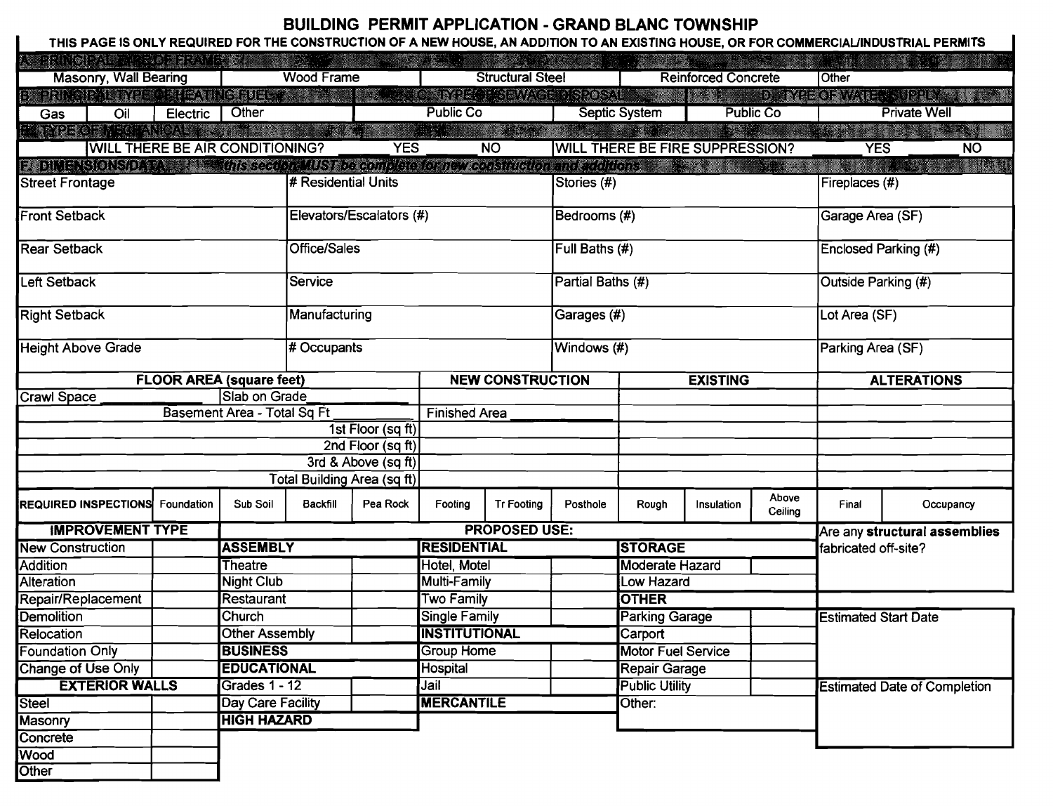# BUILDING PERMIT APPLICATION - GRAND BLANC TOWNSHIP

**THIS PAGE IS ONLY REQUIRED FOR THE CONSTRUCTION OF A NEW HOUSE, AN ADDITION TO AN EXISTING HOUSE, OR FOR COMMERCIAL/INDUSTRIAL PERMITS**

**A. PRINCIPAL TYPE OF FRAME**

| Masonry, Wall Bearing | Wood Frame | Structural Steel | Reinforced Concrete | Other |
|---|---|---|---|---|

**B. PRINCIPAL TYPE OF HEATING FUEL** / **C. TYPE OF SEWAGE DISPOSAL** / **D. TYPE OF WATER SUPPLY**

| Gas | Oil | Electric | Other | Public Co | Septic System | Public Co | Private Well |
|---|---|---|---|---|---|---|---|

**E. TYPE OF MECHANICAL**

WILL THERE BE AIR CONDITIONING? ______ YES ______ NO

WILL THERE BE FIRE SUPPRESSION? ______ YES ______ NO

**F. DIMENSIONS/DATA** *this section MUST be complete for new construction and additions*

| | | | |
|---|---|---|---|
| Street Frontage | # Residential Units | Stories (#) | Fireplaces (#) |
| Front Setback | Elevators/Escalators (#) | Bedrooms (#) | Garage Area (SF) |
| Rear Setback | Office/Sales | Full Baths (#) | Enclosed Parking (#) |
| Left Setback | Service | Partial Baths (#) | Outside Parking (#) |
| Right Setback | Manufacturing | Garages (#) | Lot Area (SF) |
| Height Above Grade | # Occupants | Windows (#) | Parking Area (SF) |

| FLOOR AREA (square feet) | | NEW CONSTRUCTION | EXISTING | ALTERATIONS |
|---|---|---|---|---|
| Crawl Space ________ | Slab on Grade ________ | | | |
| Basement Area - Total Sq Ft ________ | | Finished Area ________ | | |
| 1st Floor (sq ft) | | | | |
| 2nd Floor (sq ft) | | | | |
| 3rd & Above (sq ft) | | | | |
| Total Building Area (sq ft) | | | | |

| REQUIRED INSPECTIONS | Foundation | Sub Soil | Backfill | Pea Rock | Footing | Tr Footing | Posthole | Rough | Insulation | Above Ceiling | Final | Occupancy |
|---|---|---|---|---|---|---|---|---|---|---|---|---|

| IMPROVEMENT TYPE | |
|---|---|
| New Construction | |
| Addition | |
| Alteration | |
| Repair/Replacement | |
| Demolition | |
| Relocation | |
| Foundation Only | |
| Change of Use Only | |

| EXTERIOR WALLS | |
|---|---|
| Steel | |
| Masonry | |
| Concrete | |
| Wood | |
| Other | |

**PROPOSED USE:**

| ASSEMBLY | | RESIDENTIAL | | STORAGE | |
|---|---|---|---|---|---|
| Theatre | | Hotel, Motel | | Moderate Hazard | |
| Night Club | | Multi-Family | | Low Hazard | |
| Restaurant | | Two Family | | **OTHER** | |
| Church | | Single Family | | Parking Garage | |
| Other Assembly | | **INSTITUTIONAL** | | Carport | |
| **BUSINESS** | | Group Home | | Motor Fuel Service | |
| **EDUCATIONAL** | | Hospital | | Repair Garage | |
| Grades 1 - 12 | | Jail | | Public Utility | |
| Day Care Facility | | **MERCANTILE** | | Other: | |
| **HIGH HAZARD** | | | | | |

Are any **structural assemblies** fabricated off-site?

Estimated Start Date

Estimated Date of Completion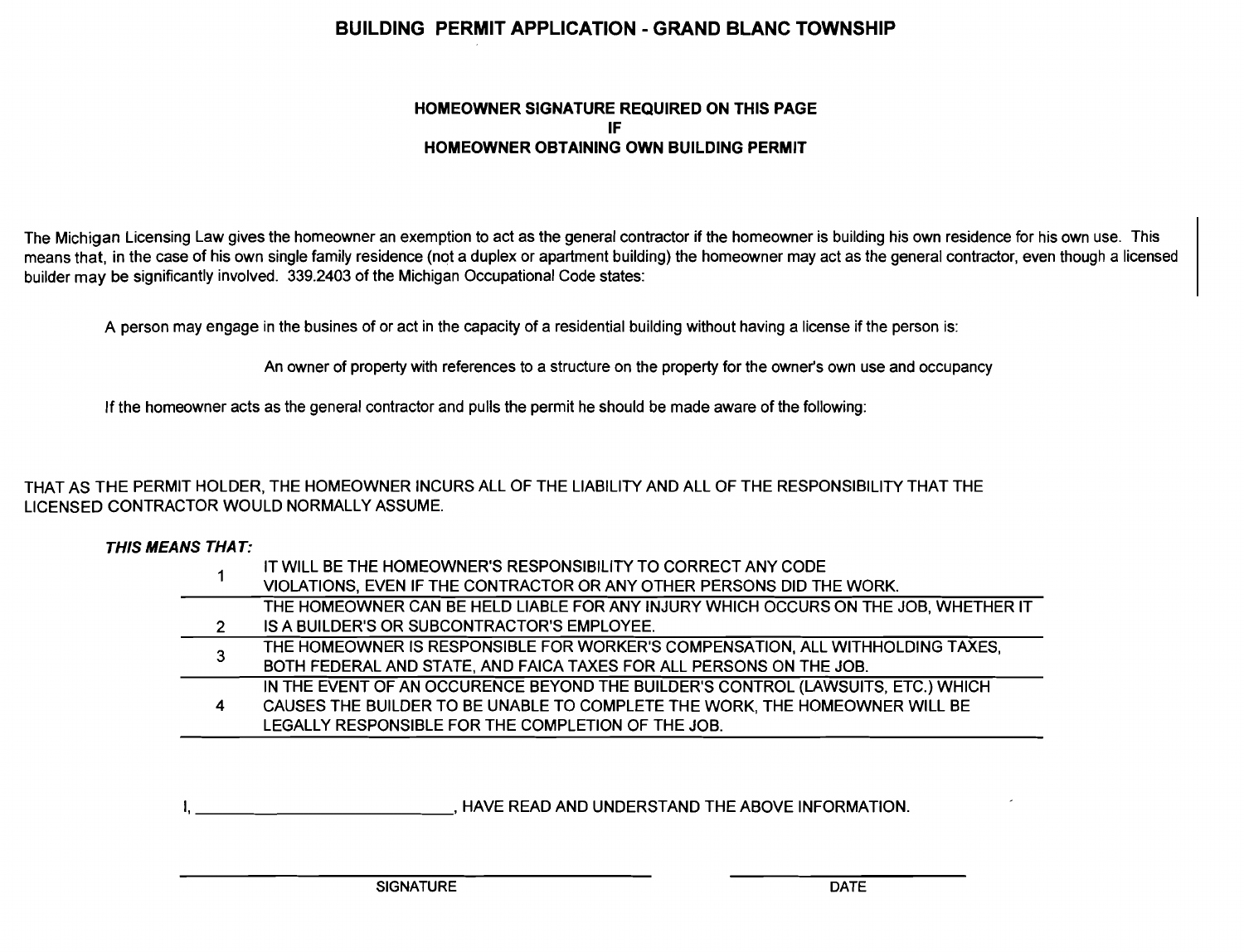# BUILDING PERMIT APPLICATION - GRAND BLANC TOWNSHIP

**HOMEOWNER SIGNATURE REQUIRED ON THIS PAGE**
**IF**
**HOMEOWNER OBTAINING OWN BUILDING PERMIT**

The Michigan Licensing Law gives the homeowner an exemption to act as the general contractor if the homeowner is building his own residence for his own use. This means that, in the case of his own single family residence (not a duplex or apartment building) the homeowner may act as the general contractor, even though a licensed builder may be significantly involved. 339.2403 of the Michigan Occupational Code states:

A person may engage in the busines of or act in the capacity of a residential building without having a license if the person is:

An owner of property with references to a structure on the property for the owner's own use and occupancy

If the homeowner acts as the general contractor and pulls the permit he should be made aware of the following:

THAT AS THE PERMIT HOLDER, THE HOMEOWNER INCURS ALL OF THE LIABILITY AND ALL OF THE RESPONSIBILITY THAT THE LICENSED CONTRACTOR WOULD NORMALLY ASSUME.

***THIS MEANS THAT:***

| | |
|---|---|
| 1 | IT WILL BE THE HOMEOWNER'S RESPONSIBILITY TO CORRECT ANY CODE VIOLATIONS, EVEN IF THE CONTRACTOR OR ANY OTHER PERSONS DID THE WORK. |
| 2 | THE HOMEOWNER CAN BE HELD LIABLE FOR ANY INJURY WHICH OCCURS ON THE JOB, WHETHER IT IS A BUILDER'S OR SUBCONTRACTOR'S EMPLOYEE. |
| 3 | THE HOMEOWNER IS RESPONSIBLE FOR WORKER'S COMPENSATION, ALL WITHHOLDING TAXES, BOTH FEDERAL AND STATE, AND FAICA TAXES FOR ALL PERSONS ON THE JOB. |
| 4 | IN THE EVENT OF AN OCCURENCE BEYOND THE BUILDER'S CONTROL (LAWSUITS, ETC.) WHICH CAUSES THE BUILDER TO BE UNABLE TO COMPLETE THE WORK, THE HOMEOWNER WILL BE LEGALLY RESPONSIBLE FOR THE COMPLETION OF THE JOB. |

I, ______________________________, HAVE READ AND UNDERSTAND THE ABOVE INFORMATION.

______________________________________ SIGNATURE

______________________ DATE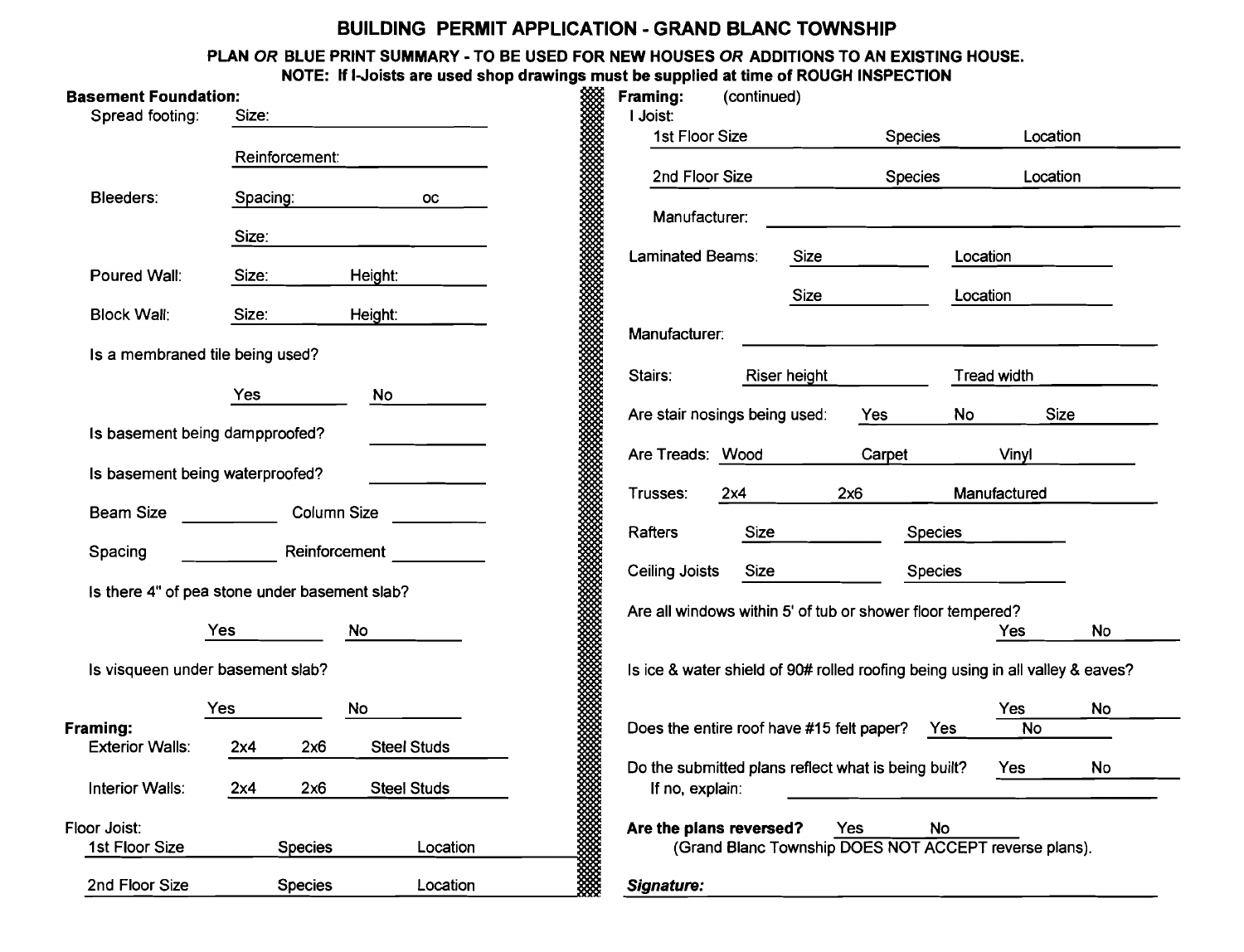# BUILDING PERMIT APPLICATION - GRAND BLANC TOWNSHIP

**PLAN *OR* BLUE PRINT SUMMARY - TO BE USED FOR NEW HOUSES *OR* ADDITIONS TO AN EXISTING HOUSE.**
**NOTE: If I-Joists are used shop drawings must be supplied at time of ROUGH INSPECTION**

**Basement Foundation:**

Spread footing: Size: ____________

Reinforcement: ____________

Bleeders: Spacing: ________ oc

Size: ____________

Poured Wall: Size: ________ Height: ________

Block Wall: Size: ________ Height: ________

Is a membraned tile being used?

Yes ________ No ________

Is basement being dampproofed? ________

Is basement being waterproofed? ________

Beam Size ________ Column Size ________

Spacing ________ Reinforcement ________

Is there 4" of pea stone under basement slab?

Yes ________ No ________

Is visqueen under basement slab?

Yes ________ No ________

**Framing:**

Exterior Walls: 2x4 2x6 Steel Studs

Interior Walls: 2x4 2x6 Steel Studs

Floor Joist:

1st Floor Size ________ Species ________ Location ________

2nd Floor Size ________ Species ________ Location ________

**Framing:** (continued)

I Joist:

1st Floor Size ________ Species ________ Location ________

2nd Floor Size ________ Species ________ Location ________

Manufacturer: ____________

Laminated Beams: Size ________ Location ________

Size ________ Location ________

Manufacturer: ____________

Stairs: Riser height ________ Tread width ________

Are stair nosings being used: Yes ________ No ________ Size ________

Are Treads: Wood ________ Carpet ________ Vinyl ________

Trusses: 2x4 ________ 2x6 ________ Manufactured ________

Rafters Size ________ Species ________

Ceiling Joists Size ________ Species ________

Are all windows within 5' of tub or shower floor tempered?

Yes ________ No ________

Is ice & water shield of 90# rolled roofing being using in all valley & eaves?

Yes ________ No ________

Does the entire roof have #15 felt paper? Yes ________ No ________

Do the submitted plans reflect what is being built? Yes ________ No ________

If no, explain: ____________

**Are the plans reversed?** Yes ________ No ________
(Grand Blanc Township DOES NOT ACCEPT reverse plans).

***Signature:*** ____________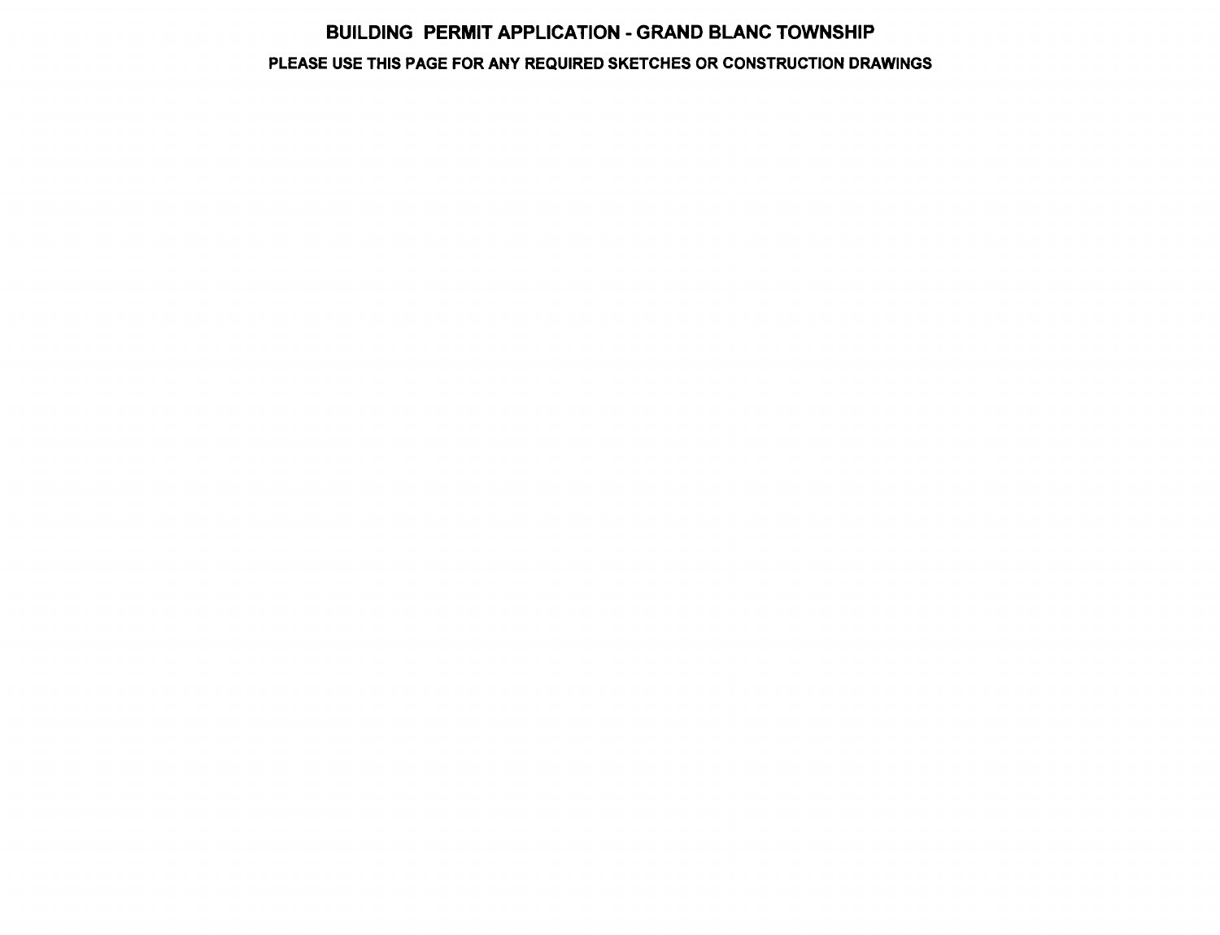# BUILDING PERMIT APPLICATION - GRAND BLANC TOWNSHIP

## PLEASE USE THIS PAGE FOR ANY REQUIRED SKETCHES OR CONSTRUCTION DRAWINGS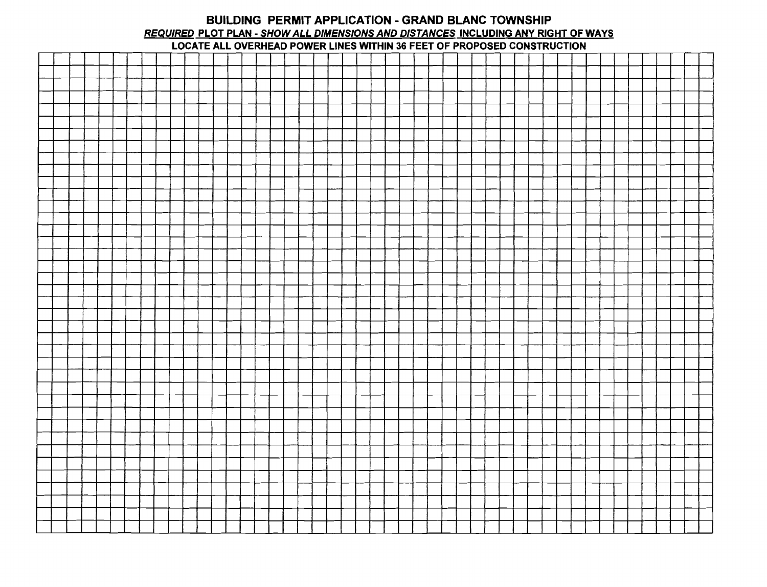# BUILDING PERMIT APPLICATION - GRAND BLANC TOWNSHIP

***REQUIRED*** **PLOT PLAN -** ***SHOW ALL DIMENSIONS AND DISTANCES*** **INCLUDING ANY RIGHT OF WAYS**

**LOCATE ALL OVERHEAD POWER LINES WITHIN 36 FEET OF PROPOSED CONSTRUCTION**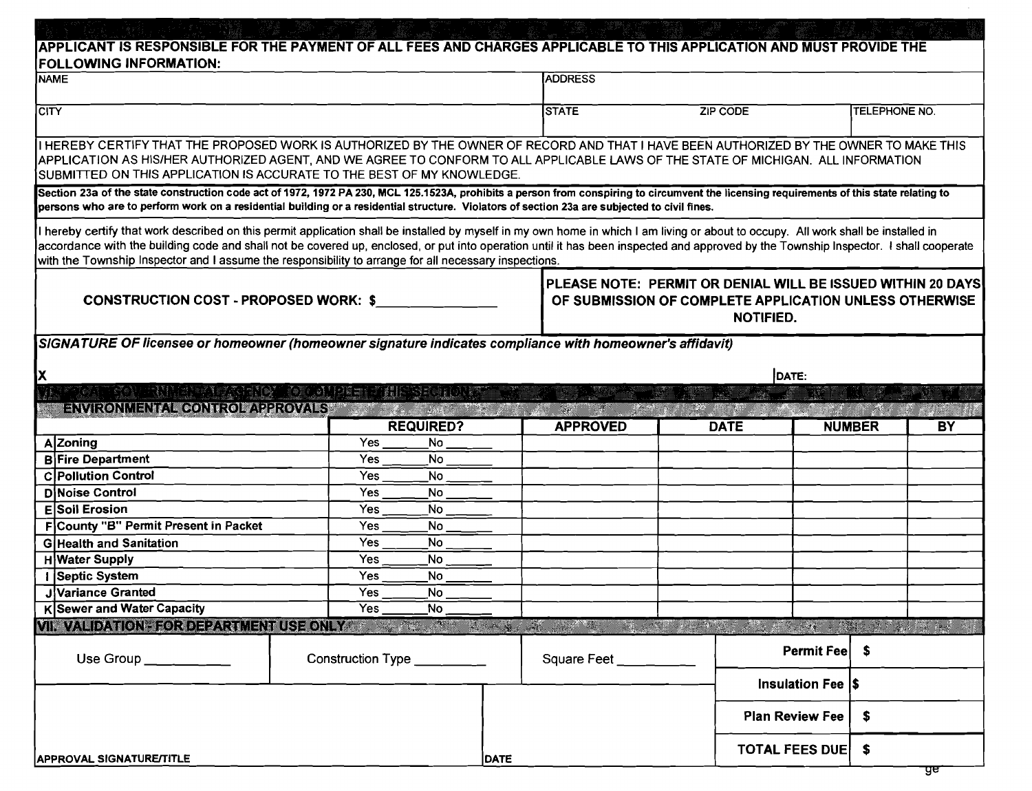**APPLICANT IS RESPONSIBLE FOR THE PAYMENT OF ALL FEES AND CHARGES APPLICABLE TO THIS APPLICATION AND MUST PROVIDE THE FOLLOWING INFORMATION:**

| NAME | ADDRESS | | |
|---|---|---|---|
| CITY | STATE | ZIP CODE | TELEPHONE NO. |

I HEREBY CERTIFY THAT THE PROPOSED WORK IS AUTHORIZED BY THE OWNER OF RECORD AND THAT I HAVE BEEN AUTHORIZED BY THE OWNER TO MAKE THIS APPLICATION AS HIS/HER AUTHORIZED AGENT, AND WE AGREE TO CONFORM TO ALL APPLICABLE LAWS OF THE STATE OF MICHIGAN. ALL INFORMATION SUBMITTED ON THIS APPLICATION IS ACCURATE TO THE BEST OF MY KNOWLEDGE.

**Section 23a of the state construction code act of 1972, 1972 PA 230, MCL 125.1523A, prohibits a person from conspiring to circumvent the licensing requirements of this state relating to persons who are to perform work on a residential building or a residential structure. Violators of section 23a are subjected to civil fines.**

I hereby certify that work described on this permit application shall be installed by myself in my own home in which I am living or about to occupy. All work shall be installed in accordance with the building code and shall not be covered up, enclosed, or put into operation until it has been inspected and approved by the Township Inspector. I shall cooperate with the Township Inspector and I assume the responsibility to arrange for all necessary inspections.

**CONSTRUCTION COST - PROPOSED WORK: $\_\_\_\_\_\_\_\_\_\_\_\_\_\_\_**

**PLEASE NOTE: PERMIT OR DENIAL WILL BE ISSUED WITHIN 20 DAYS OF SUBMISSION OF COMPLETE APPLICATION UNLESS OTHERWISE NOTIFIED.**

***SIGNATURE OF licensee or homeowner (homeowner signature indicates compliance with homeowner's affidavit)***

X DATE:

## VI. LOCAL GOVERNMENTAL AGENCY TO COMPLETE THIS SECTION

### ENVIRONMENTAL CONTROL APPROVALS

| | | REQUIRED? | APPROVED | DATE | NUMBER | BY |
|---|---|---|---|---|---|---|
| A | Zoning | Yes \_\_\_\_\_ No \_\_\_\_\_ | | | | |
| B | Fire Department | Yes \_\_\_\_\_ No \_\_\_\_\_ | | | | |
| C | Pollution Control | Yes \_\_\_\_\_ No \_\_\_\_\_ | | | | |
| D | Noise Control | Yes \_\_\_\_\_ No \_\_\_\_\_ | | | | |
| E | Soil Erosion | Yes \_\_\_\_\_ No \_\_\_\_\_ | | | | |
| F | County "B" Permit Present in Packet | Yes \_\_\_\_\_ No \_\_\_\_\_ | | | | |
| G | Health and Sanitation | Yes \_\_\_\_\_ No \_\_\_\_\_ | | | | |
| H | Water Supply | Yes \_\_\_\_\_ No \_\_\_\_\_ | | | | |
| I | Septic System | Yes \_\_\_\_\_ No \_\_\_\_\_ | | | | |
| J | Variance Granted | Yes \_\_\_\_\_ No \_\_\_\_\_ | | | | |
| K | Sewer and Water Capacity | Yes \_\_\_\_\_ No \_\_\_\_\_ | | | | |

## VII. VALIDATION - FOR DEPARTMENT USE ONLY

| | | | | |
|---|---|---|---|---|
| Use Group \_\_\_\_\_\_\_\_\_\_ | Construction Type \_\_\_\_\_\_\_\_\_ | Square Feet \_\_\_\_\_\_\_\_\_\_ | **Permit Fee** | $ |
| | | | **Insulation Fee** | $ |
| APPROVAL SIGNATURE/TITLE | | DATE | **Plan Review Fee** | $ |
| | | | **TOTAL FEES DUE** | $ |